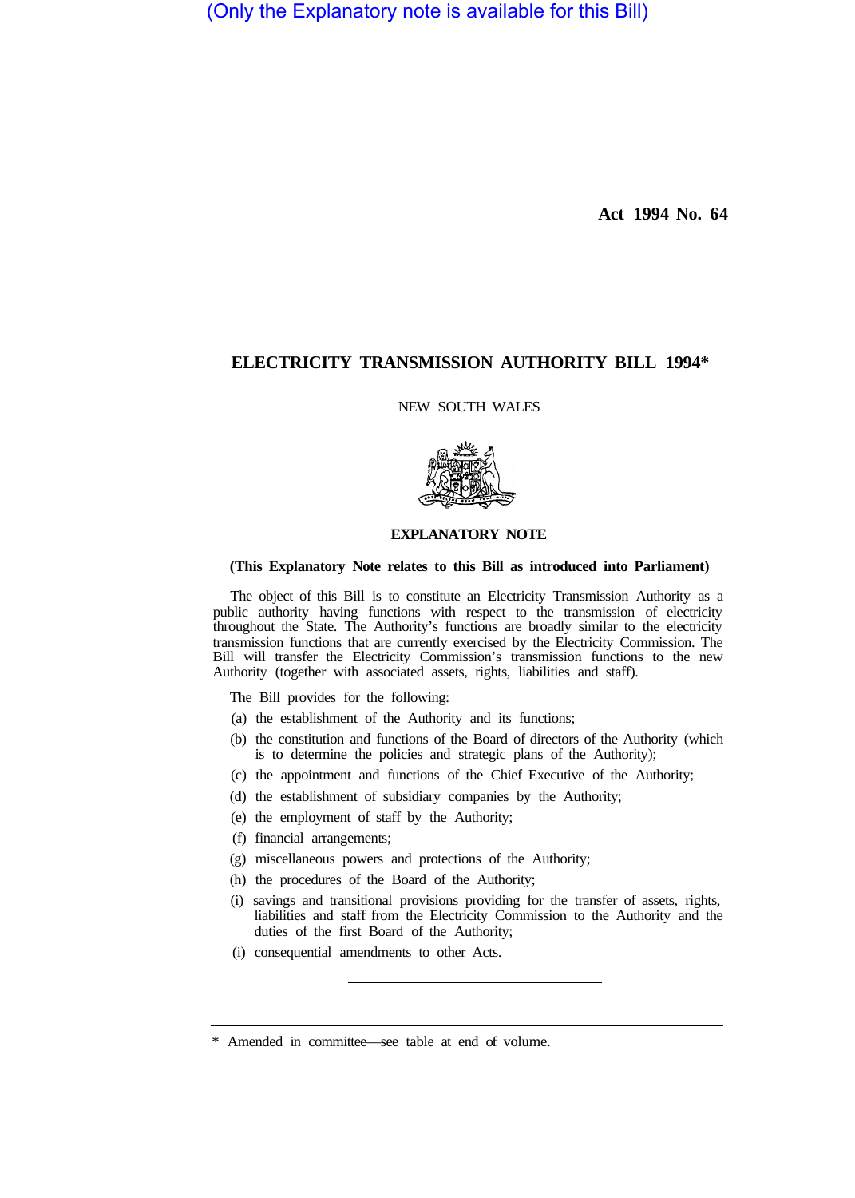(Only the Explanatory note is available for this Bill)

**Act 1994 No. 64**

# ELECTRICITY TRANSMISSION AUTHORITY BILL 1994*

NEW SOUTH WALES

## EXPLANATORY NOTE

**(This Explanatory Note relates to this Bill as introduced into Parliament)**

The object of this Bill is to constitute an Electricity Transmission Authority as a public authority having functions with respect to the transmission of electricity throughout the State. The Authority's functions are broadly similar to the electricity transmission functions that are currently exercised by the Electricity Commission. The Bill will transfer the Electricity Commission's transmission functions to the new Authority (together with associated assets, rights, liabilities and staff).

The Bill provides for the following:

(a) the establishment of the Authority and its functions;

(b) the constitution and functions of the Board of directors of the Authority (which is to determine the policies and strategic plans of the Authority);

(c) the appointment and functions of the Chief Executive of the Authority;

(d) the establishment of subsidiary companies by the Authority;

(e) the employment of staff by the Authority;

(f) financial arrangements;

(g) miscellaneous powers and protections of the Authority;

(h) the procedures of the Board of the Authority;

(i) savings and transitional provisions providing for the transfer of assets, rights, liabilities and staff from the Electricity Commission to the Authority and the duties of the first Board of the Authority;

(i) consequential amendments to other Acts.

---

* Amended in committee—see table at end of volume.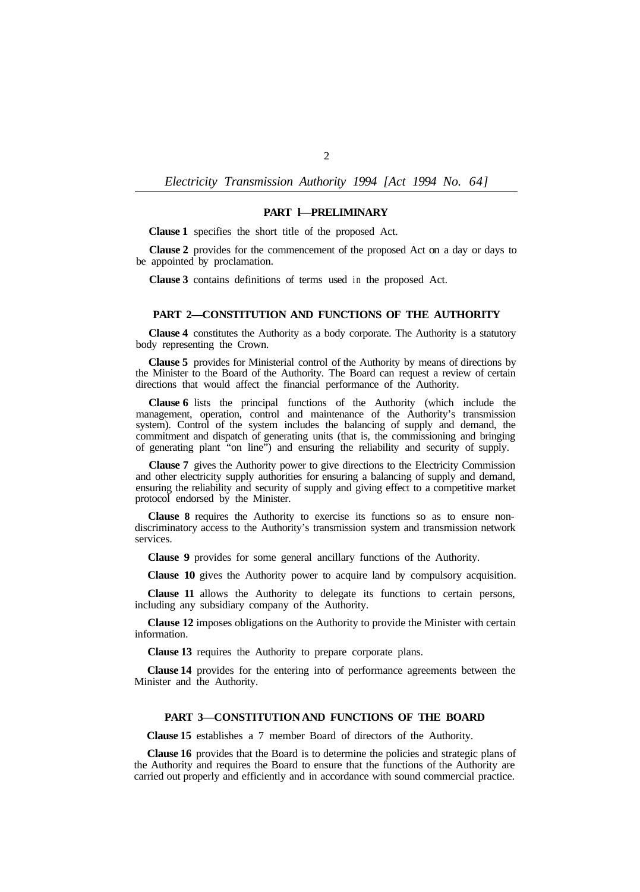## PART 1—PRELIMINARY

**Clause 1** specifies the short title of the proposed Act.

**Clause 2** provides for the commencement of the proposed Act on a day or days to be appointed by proclamation.

**Clause 3** contains definitions of terms used in the proposed Act.

## PART 2—CONSTITUTION AND FUNCTIONS OF THE AUTHORITY

**Clause 4** constitutes the Authority as a body corporate. The Authority is a statutory body representing the Crown.

**Clause 5** provides for Ministerial control of the Authority by means of directions by the Minister to the Board of the Authority. The Board can request a review of certain directions that would affect the financial performance of the Authority.

**Clause 6** lists the principal functions of the Authority (which include the management, operation, control and maintenance of the Authority's transmission system). Control of the system includes the balancing of supply and demand, the commitment and dispatch of generating units (that is, the commissioning and bringing of generating plant "on line") and ensuring the reliability and security of supply.

**Clause 7** gives the Authority power to give directions to the Electricity Commission and other electricity supply authorities for ensuring a balancing of supply and demand, ensuring the reliability and security of supply and giving effect to a competitive market protocol endorsed by the Minister.

**Clause 8** requires the Authority to exercise its functions so as to ensure non-discriminatory access to the Authority's transmission system and transmission network services.

**Clause 9** provides for some general ancillary functions of the Authority.

**Clause 10** gives the Authority power to acquire land by compulsory acquisition.

**Clause 11** allows the Authority to delegate its functions to certain persons, including any subsidiary company of the Authority.

**Clause 12** imposes obligations on the Authority to provide the Minister with certain information.

**Clause 13** requires the Authority to prepare corporate plans.

**Clause 14** provides for the entering into of performance agreements between the Minister and the Authority.

## PART 3—CONSTITUTION AND FUNCTIONS OF THE BOARD

**Clause 15** establishes a 7 member Board of directors of the Authority.

**Clause 16** provides that the Board is to determine the policies and strategic plans of the Authority and requires the Board to ensure that the functions of the Authority are carried out properly and efficiently and in accordance with sound commercial practice.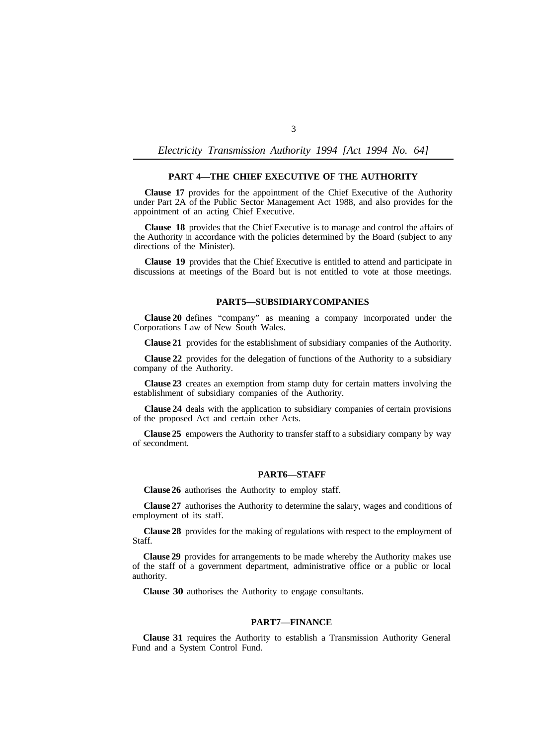## PART 4—THE CHIEF EXECUTIVE OF THE AUTHORITY

**Clause 17** provides for the appointment of the Chief Executive of the Authority under Part 2A of the Public Sector Management Act 1988, and also provides for the appointment of an acting Chief Executive.

**Clause 18** provides that the Chief Executive is to manage and control the affairs of the Authority in accordance with the policies determined by the Board (subject to any directions of the Minister).

**Clause 19** provides that the Chief Executive is entitled to attend and participate in discussions at meetings of the Board but is not entitled to vote at those meetings.

## PART5—SUBSIDIARYCOMPANIES

**Clause 20** defines "company" as meaning a company incorporated under the Corporations Law of New South Wales.

**Clause 21** provides for the establishment of subsidiary companies of the Authority.

**Clause 22** provides for the delegation of functions of the Authority to a subsidiary company of the Authority.

**Clause 23** creates an exemption from stamp duty for certain matters involving the establishment of subsidiary companies of the Authority.

**Clause 24** deals with the application to subsidiary companies of certain provisions of the proposed Act and certain other Acts.

**Clause 25** empowers the Authority to transfer staff to a subsidiary company by way of secondment.

## PART6—STAFF

**Clause 26** authorises the Authority to employ staff.

**Clause 27** authorises the Authority to determine the salary, wages and conditions of employment of its staff.

**Clause 28** provides for the making of regulations with respect to the employment of Staff.

**Clause 29** provides for arrangements to be made whereby the Authority makes use of the staff of a government department, administrative office or a public or local authority.

**Clause 30** authorises the Authority to engage consultants.

## PART7—FINANCE

**Clause 31** requires the Authority to establish a Transmission Authority General Fund and a System Control Fund.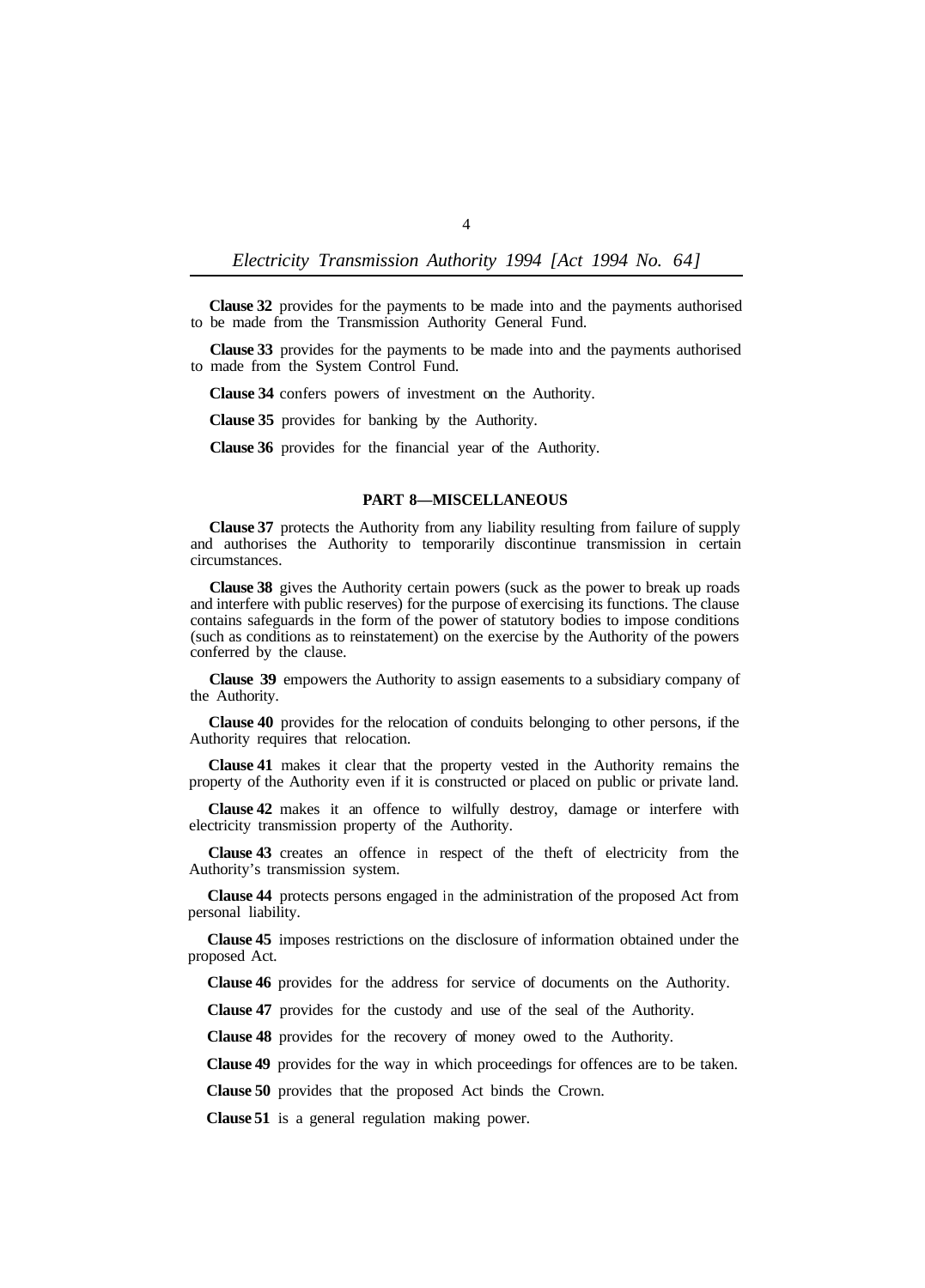**Clause 32** provides for the payments to be made into and the payments authorised to be made from the Transmission Authority General Fund.

**Clause 33** provides for the payments to be made into and the payments authorised to made from the System Control Fund.

**Clause 34** confers powers of investment on the Authority.

**Clause 35** provides for banking by the Authority.

**Clause 36** provides for the financial year of the Authority.

## PART 8—MISCELLANEOUS

**Clause 37** protects the Authority from any liability resulting from failure of supply and authorises the Authority to temporarily discontinue transmission in certain circumstances.

**Clause 38** gives the Authority certain powers (suck as the power to break up roads and interfere with public reserves) for the purpose of exercising its functions. The clause contains safeguards in the form of the power of statutory bodies to impose conditions (such as conditions as to reinstatement) on the exercise by the Authority of the powers conferred by the clause.

**Clause 39** empowers the Authority to assign easements to a subsidiary company of the Authority.

**Clause 40** provides for the relocation of conduits belonging to other persons, if the Authority requires that relocation.

**Clause 41** makes it clear that the property vested in the Authority remains the property of the Authority even if it is constructed or placed on public or private land.

**Clause 42** makes it an offence to wilfully destroy, damage or interfere with electricity transmission property of the Authority.

**Clause 43** creates an offence in respect of the theft of electricity from the Authority's transmission system.

**Clause 44** protects persons engaged in the administration of the proposed Act from personal liability.

**Clause 45** imposes restrictions on the disclosure of information obtained under the proposed Act.

**Clause 46** provides for the address for service of documents on the Authority.

**Clause 47** provides for the custody and use of the seal of the Authority.

**Clause 48** provides for the recovery of money owed to the Authority.

**Clause 49** provides for the way in which proceedings for offences are to be taken.

**Clause 50** provides that the proposed Act binds the Crown.

**Clause 51** is a general regulation making power.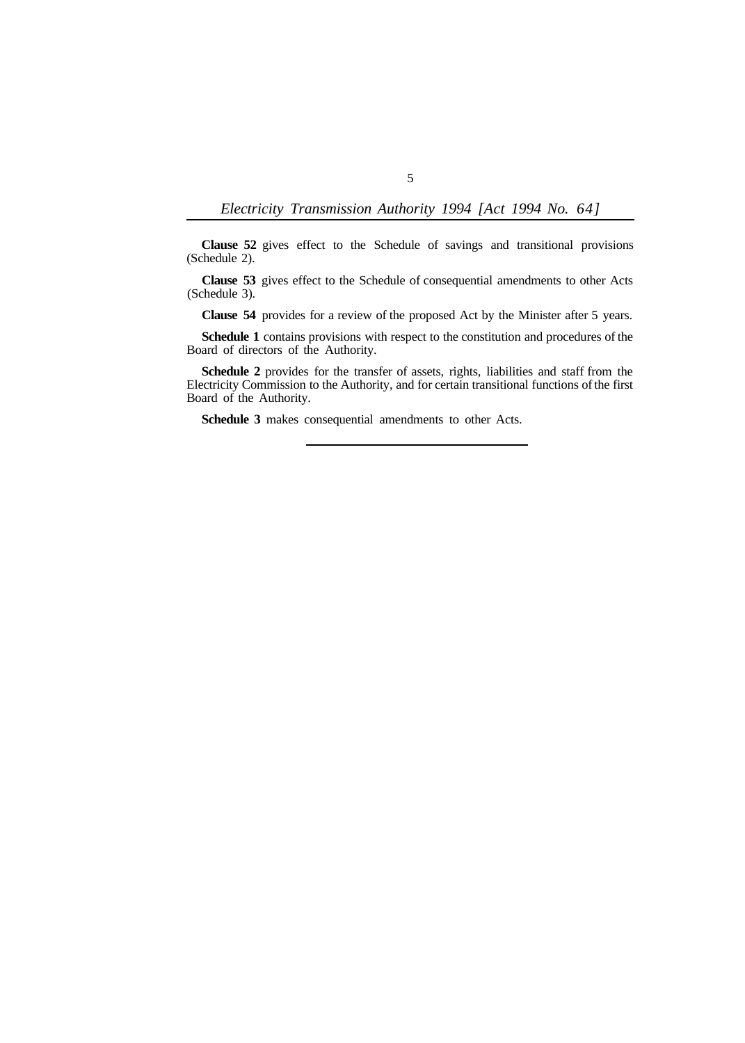**Clause 52** gives effect to the Schedule of savings and transitional provisions (Schedule 2).

**Clause 53** gives effect to the Schedule of consequential amendments to other Acts (Schedule 3).

**Clause 54** provides for a review of the proposed Act by the Minister after 5 years.

**Schedule 1** contains provisions with respect to the constitution and procedures of the Board of directors of the Authority.

**Schedule 2** provides for the transfer of assets, rights, liabilities and staff from the Electricity Commission to the Authority, and for certain transitional functions of the first Board of the Authority.

**Schedule 3** makes consequential amendments to other Acts.